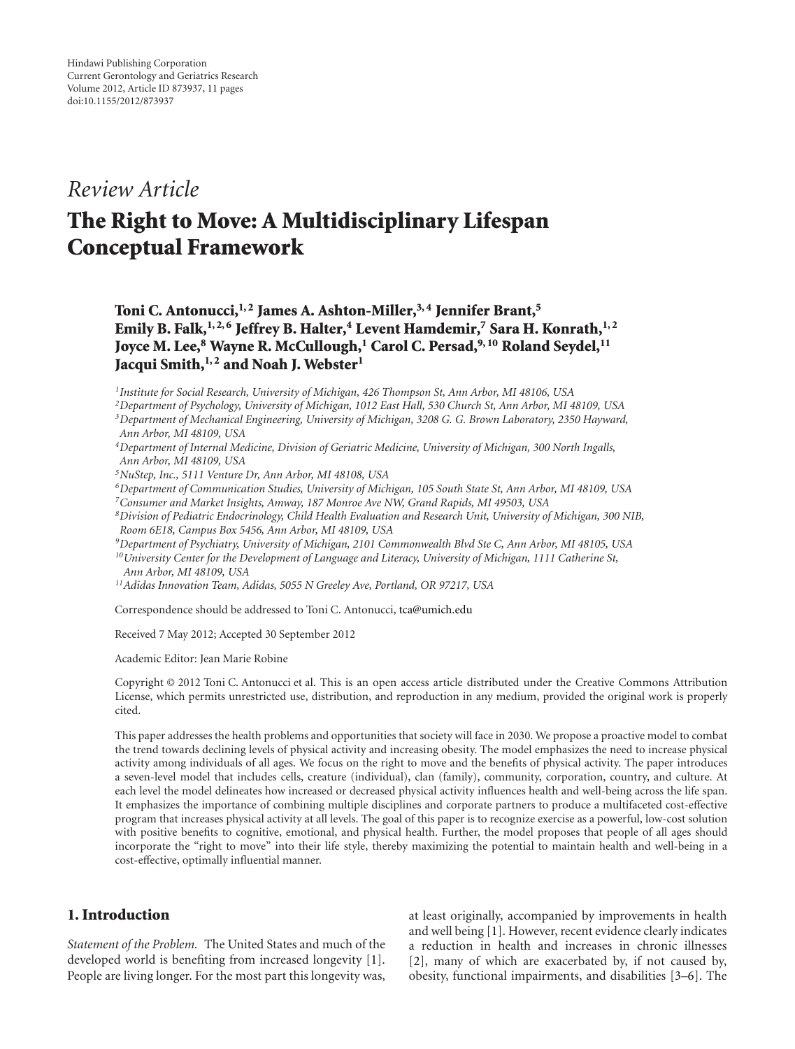Hindawi Publishing Corporation
Current Gerontology and Geriatrics Research
Volume 2012, Article ID 873937, 11 pages
doi:10.1155/2012/873937

*Review Article*

# The Right to Move: A Multidisciplinary Lifespan Conceptual Framework

**Toni C. Antonucci,[1,2] James A. Ashton-Miller,[3,4] Jennifer Brant,[5] Emily B. Falk,[1,2,6] Jeffrey B. Halter,[4] Levent Hamdemir,[7] Sara H. Konrath,[1,2] Joyce M. Lee,[8] Wayne R. McCullough,[1] Carol C. Persad,[9,10] Roland Seydel,[11] Jacqui Smith,[1,2] and Noah J. Webster[1]**

[1] *Institute for Social Research, University of Michigan, 426 Thompson St, Ann Arbor, MI 48106, USA*
[2] *Department of Psychology, University of Michigan, 1012 East Hall, 530 Church St, Ann Arbor, MI 48109, USA*
[3] *Department of Mechanical Engineering, University of Michigan, 3208 G. G. Brown Laboratory, 2350 Hayward, Ann Arbor, MI 48109, USA*
[4] *Department of Internal Medicine, Division of Geriatric Medicine, University of Michigan, 300 North Ingalls, Ann Arbor, MI 48109, USA*
[5] *NuStep, Inc., 5111 Venture Dr, Ann Arbor, MI 48108, USA*
[6] *Department of Communication Studies, University of Michigan, 105 South State St, Ann Arbor, MI 48109, USA*
[7] *Consumer and Market Insights, Amway, 187 Monroe Ave NW, Grand Rapids, MI 49503, USA*
[8] *Division of Pediatric Endocrinology, Child Health Evaluation and Research Unit, University of Michigan, 300 NIB, Room 6E18, Campus Box 5456, Ann Arbor, MI 48109, USA*
[9] *Department of Psychiatry, University of Michigan, 2101 Commonwealth Blvd Ste C, Ann Arbor, MI 48105, USA*
[10] *University Center for the Development of Language and Literacy, University of Michigan, 1111 Catherine St, Ann Arbor, MI 48109, USA*
[11] *Adidas Innovation Team, Adidas, 5055 N Greeley Ave, Portland, OR 97217, USA*

Correspondence should be addressed to Toni C. Antonucci, tca@umich.edu

Received 7 May 2012; Accepted 30 September 2012

Academic Editor: Jean Marie Robine

Copyright © 2012 Toni C. Antonucci et al. This is an open access article distributed under the Creative Commons Attribution License, which permits unrestricted use, distribution, and reproduction in any medium, provided the original work is properly cited.

This paper addresses the health problems and opportunities that society will face in 2030. We propose a proactive model to combat the trend towards declining levels of physical activity and increasing obesity. The model emphasizes the need to increase physical activity among individuals of all ages. We focus on the right to move and the benefits of physical activity. The paper introduces a seven-level model that includes cells, creature (individual), clan (family), community, corporation, country, and culture. At each level the model delineates how increased or decreased physical activity influences health and well-being across the life span. It emphasizes the importance of combining multiple disciplines and corporate partners to produce a multifaceted cost-effective program that increases physical activity at all levels. The goal of this paper is to recognize exercise as a powerful, low-cost solution with positive benefits to cognitive, emotional, and physical health. Further, the model proposes that people of all ages should incorporate the "right to move" into their life style, thereby maximizing the potential to maintain health and well-being in a cost-effective, optimally influential manner.

## 1. Introduction

*Statement of the Problem.* The United States and much of the developed world is benefiting from increased longevity [1]. People are living longer. For the most part this longevity was, at least originally, accompanied by improvements in health and well being [1]. However, recent evidence clearly indicates a reduction in health and increases in chronic illnesses [2], many of which are exacerbated by, if not caused by, obesity, functional impairments, and disabilities [3–6]. The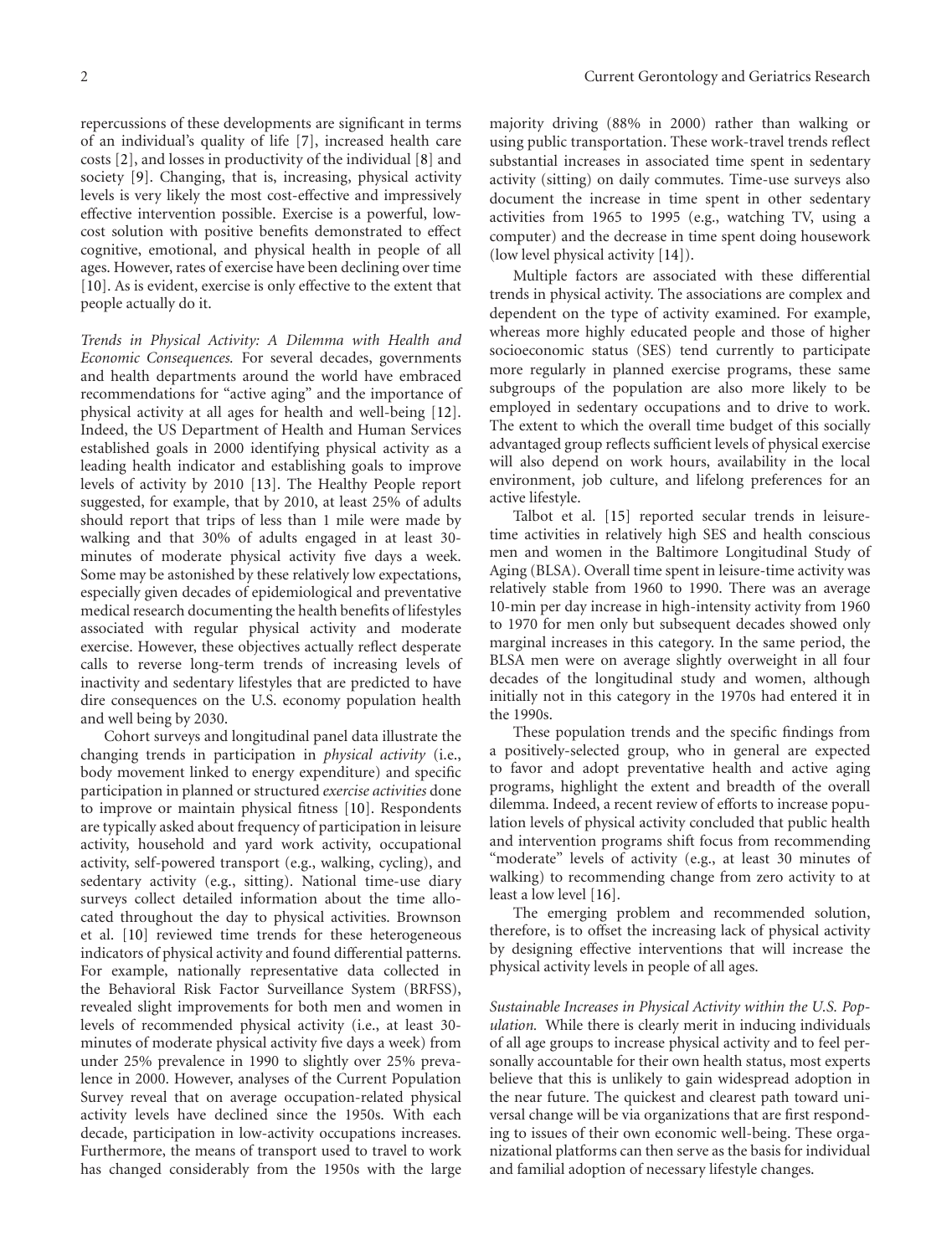repercussions of these developments are significant in terms of an individual's quality of life [7], increased health care costs [2], and losses in productivity of the individual [8] and society [9]. Changing, that is, increasing, physical activity levels is very likely the most cost-effective and impressively effective intervention possible. Exercise is a powerful, low-cost solution with positive benefits demonstrated to effect cognitive, emotional, and physical health in people of all ages. However, rates of exercise have been declining over time [10]. As is evident, exercise is only effective to the extent that people actually do it.

*Trends in Physical Activity: A Dilemma with Health and Economic Consequences.* For several decades, governments and health departments around the world have embraced recommendations for "active aging" and the importance of physical activity at all ages for health and well-being [12]. Indeed, the US Department of Health and Human Services established goals in 2000 identifying physical activity as a leading health indicator and establishing goals to improve levels of activity by 2010 [13]. The Healthy People report suggested, for example, that by 2010, at least 25% of adults should report that trips of less than 1 mile were made by walking and that 30% of adults engaged in at least 30-minutes of moderate physical activity five days a week. Some may be astonished by these relatively low expectations, especially given decades of epidemiological and preventative medical research documenting the health benefits of lifestyles associated with regular physical activity and moderate exercise. However, these objectives actually reflect desperate calls to reverse long-term trends of increasing levels of inactivity and sedentary lifestyles that are predicted to have dire consequences on the U.S. economy population health and well being by 2030.

Cohort surveys and longitudinal panel data illustrate the changing trends in participation in *physical activity* (i.e., body movement linked to energy expenditure) and specific participation in planned or structured *exercise activities* done to improve or maintain physical fitness [10]. Respondents are typically asked about frequency of participation in leisure activity, household and yard work activity, occupational activity, self-powered transport (e.g., walking, cycling), and sedentary activity (e.g., sitting). National time-use diary surveys collect detailed information about the time allocated throughout the day to physical activities. Brownson et al. [10] reviewed time trends for these heterogeneous indicators of physical activity and found differential patterns. For example, nationally representative data collected in the Behavioral Risk Factor Surveillance System (BRFSS), revealed slight improvements for both men and women in levels of recommended physical activity (i.e., at least 30-minutes of moderate physical activity five days a week) from under 25% prevalence in 1990 to slightly over 25% prevalence in 2000. However, analyses of the Current Population Survey reveal that on average occupation-related physical activity levels have declined since the 1950s. With each decade, participation in low-activity occupations increases. Furthermore, the means of transport used to travel to work has changed considerably from the 1950s with the large majority driving (88% in 2000) rather than walking or using public transportation. These work-travel trends reflect substantial increases in associated time spent in sedentary activity (sitting) on daily commutes. Time-use surveys also document the increase in time spent in other sedentary activities from 1965 to 1995 (e.g., watching TV, using a computer) and the decrease in time spent doing housework (low level physical activity [14]).

Multiple factors are associated with these differential trends in physical activity. The associations are complex and dependent on the type of activity examined. For example, whereas more highly educated people and those of higher socioeconomic status (SES) tend currently to participate more regularly in planned exercise programs, these same subgroups of the population are also more likely to be employed in sedentary occupations and to drive to work. The extent to which the overall time budget of this socially advantaged group reflects sufficient levels of physical exercise will also depend on work hours, availability in the local environment, job culture, and lifelong preferences for an active lifestyle.

Talbot et al. [15] reported secular trends in leisure-time activities in relatively high SES and health conscious men and women in the Baltimore Longitudinal Study of Aging (BLSA). Overall time spent in leisure-time activity was relatively stable from 1960 to 1990. There was an average 10-min per day increase in high-intensity activity from 1960 to 1970 for men only but subsequent decades showed only marginal increases in this category. In the same period, the BLSA men were on average slightly overweight in all four decades of the longitudinal study and women, although initially not in this category in the 1970s had entered it in the 1990s.

These population trends and the specific findings from a positively-selected group, who in general are expected to favor and adopt preventative health and active aging programs, highlight the extent and breadth of the overall dilemma. Indeed, a recent review of efforts to increase population levels of physical activity concluded that public health and intervention programs shift focus from recommending "moderate" levels of activity (e.g., at least 30 minutes of walking) to recommending change from zero activity to at least a low level [16].

The emerging problem and recommended solution, therefore, is to offset the increasing lack of physical activity by designing effective interventions that will increase the physical activity levels in people of all ages.

*Sustainable Increases in Physical Activity within the U.S. Population.* While there is clearly merit in inducing individuals of all age groups to increase physical activity and to feel personally accountable for their own health status, most experts believe that this is unlikely to gain widespread adoption in the near future. The quickest and clearest path toward universal change will be via organizations that are first responding to issues of their own economic well-being. These organizational platforms can then serve as the basis for individual and familial adoption of necessary lifestyle changes.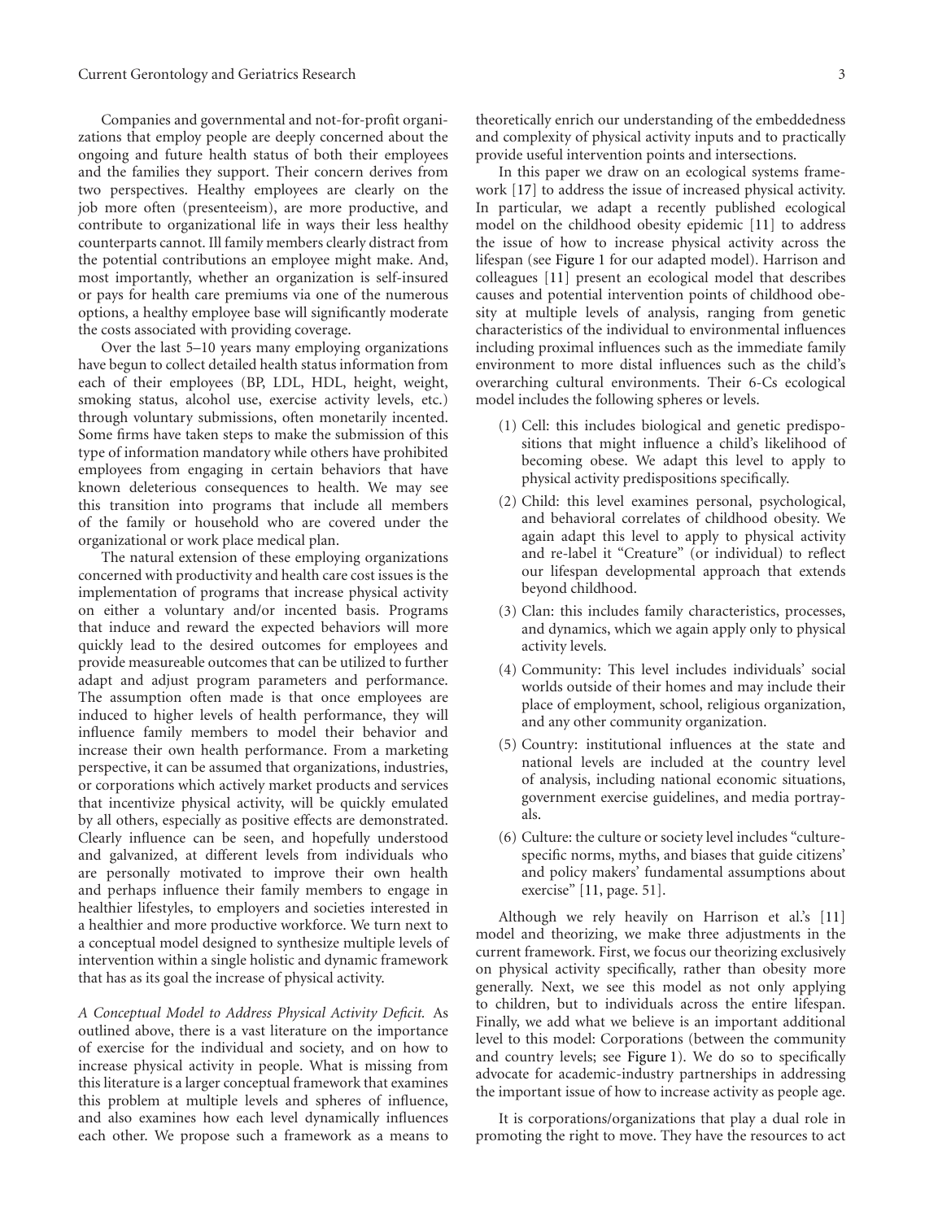Companies and governmental and not-for-profit organizations that employ people are deeply concerned about the ongoing and future health status of both their employees and the families they support. Their concern derives from two perspectives. Healthy employees are clearly on the job more often (presenteeism), are more productive, and contribute to organizational life in ways their less healthy counterparts cannot. Ill family members clearly distract from the potential contributions an employee might make. And, most importantly, whether an organization is self-insured or pays for health care premiums via one of the numerous options, a healthy employee base will significantly moderate the costs associated with providing coverage.

Over the last 5–10 years many employing organizations have begun to collect detailed health status information from each of their employees (BP, LDL, HDL, height, weight, smoking status, alcohol use, exercise activity levels, etc.) through voluntary submissions, often monetarily incented. Some firms have taken steps to make the submission of this type of information mandatory while others have prohibited employees from engaging in certain behaviors that have known deleterious consequences to health. We may see this transition into programs that include all members of the family or household who are covered under the organizational or work place medical plan.

The natural extension of these employing organizations concerned with productivity and health care cost issues is the implementation of programs that increase physical activity on either a voluntary and/or incented basis. Programs that induce and reward the expected behaviors will more quickly lead to the desired outcomes for employees and provide measureable outcomes that can be utilized to further adapt and adjust program parameters and performance. The assumption often made is that once employees are induced to higher levels of health performance, they will influence family members to model their behavior and increase their own health performance. From a marketing perspective, it can be assumed that organizations, industries, or corporations which actively market products and services that incentivize physical activity, will be quickly emulated by all others, especially as positive effects are demonstrated. Clearly influence can be seen, and hopefully understood and galvanized, at different levels from individuals who are personally motivated to improve their own health and perhaps influence their family members to engage in healthier lifestyles, to employers and societies interested in a healthier and more productive workforce. We turn next to a conceptual model designed to synthesize multiple levels of intervention within a single holistic and dynamic framework that has as its goal the increase of physical activity.

*A Conceptual Model to Address Physical Activity Deficit.* As outlined above, there is a vast literature on the importance of exercise for the individual and society, and on how to increase physical activity in people. What is missing from this literature is a larger conceptual framework that examines this problem at multiple levels and spheres of influence, and also examines how each level dynamically influences each other. We propose such a framework as a means to theoretically enrich our understanding of the embeddedness and complexity of physical activity inputs and to practically provide useful intervention points and intersections.

In this paper we draw on an ecological systems framework [17] to address the issue of increased physical activity. In particular, we adapt a recently published ecological model on the childhood obesity epidemic [11] to address the issue of how to increase physical activity across the lifespan (see Figure 1 for our adapted model). Harrison and colleagues [11] present an ecological model that describes causes and potential intervention points of childhood obesity at multiple levels of analysis, ranging from genetic characteristics of the individual to environmental influences including proximal influences such as the immediate family environment to more distal influences such as the child's overarching cultural environments. Their 6-Cs ecological model includes the following spheres or levels.

(1) Cell: this includes biological and genetic predispositions that might influence a child's likelihood of becoming obese. We adapt this level to apply to physical activity predispositions specifically.

(2) Child: this level examines personal, psychological, and behavioral correlates of childhood obesity. We again adapt this level to apply to physical activity and re-label it "Creature" (or individual) to reflect our lifespan developmental approach that extends beyond childhood.

(3) Clan: this includes family characteristics, processes, and dynamics, which we again apply only to physical activity levels.

(4) Community: This level includes individuals' social worlds outside of their homes and may include their place of employment, school, religious organization, and any other community organization.

(5) Country: institutional influences at the state and national levels are included at the country level of analysis, including national economic situations, government exercise guidelines, and media portrayals.

(6) Culture: the culture or society level includes "culture-specific norms, myths, and biases that guide citizens' and policy makers' fundamental assumptions about exercise" [11, page. 51].

Although we rely heavily on Harrison et al.'s [11] model and theorizing, we make three adjustments in the current framework. First, we focus our theorizing exclusively on physical activity specifically, rather than obesity more generally. Next, we see this model as not only applying to children, but to individuals across the entire lifespan. Finally, we add what we believe is an important additional level to this model: Corporations (between the community and country levels; see Figure 1). We do so to specifically advocate for academic-industry partnerships in addressing the important issue of how to increase activity as people age.

It is corporations/organizations that play a dual role in promoting the right to move. They have the resources to act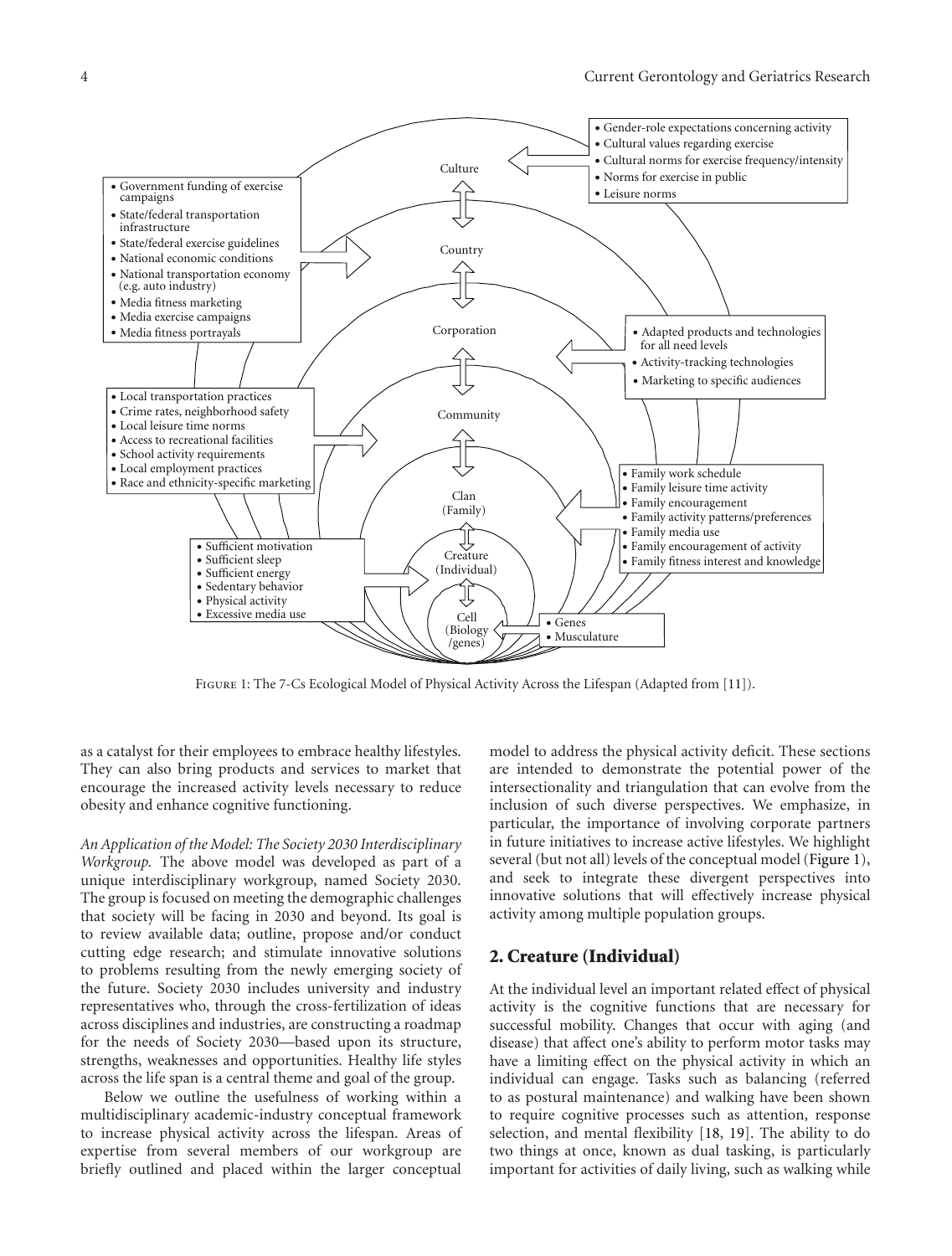- Gender-role expectations concerning activity
- Cultural values regarding exercise
- Cultural norms for exercise frequency/intensity
- Norms for exercise in public
- Leisure norms

Culture

- Government funding of exercise campaigns
- State/federal transportation infrastructure
- State/federal exercise guidelines
- National economic conditions
- National transportation economy (e.g. auto industry)
- Media fitness marketing
- Media exercise campaigns
- Media fitness portrayals

Country

Corporation

- Adapted products and technologies for all need levels
- Activity-tracking technologies
- Marketing to specific audiences

- Local transportation practices
- Crime rates, neighborhood safety
- Local leisure time norms
- Access to recreational facilities
- School activity requirements
- Local employment practices
- Race and ethnicity-specific marketing

Community

Clan (Family)

- Family work schedule
- Family leisure time activity
- Family encouragement
- Family activity patterns/preferences
- Family media use
- Family encouragement of activity
- Family fitness interest and knowledge

- Sufficient motivation
- Sufficient sleep
- Sufficient energy
- Sedentary behavior
- Physical activity
- Excessive media use

Creature (Individual)

Cell (Biology /genes)

- Genes
- Musculature

Figure 1: The 7-Cs Ecological Model of Physical Activity Across the Lifespan (Adapted from [11]).

as a catalyst for their employees to embrace healthy lifestyles. They can also bring products and services to market that encourage the increased activity levels necessary to reduce obesity and enhance cognitive functioning.

*An Application of the Model: The Society 2030 Interdisciplinary Workgroup.* The above model was developed as part of a unique interdisciplinary workgroup, named Society 2030. The group is focused on meeting the demographic challenges that society will be facing in 2030 and beyond. Its goal is to review available data; outline, propose and/or conduct cutting edge research; and stimulate innovative solutions to problems resulting from the newly emerging society of the future. Society 2030 includes university and industry representatives who, through the cross-fertilization of ideas across disciplines and industries, are constructing a roadmap for the needs of Society 2030—based upon its structure, strengths, weaknesses and opportunities. Healthy life styles across the life span is a central theme and goal of the group.

Below we outline the usefulness of working within a multidisciplinary academic-industry conceptual framework to increase physical activity across the lifespan. Areas of expertise from several members of our workgroup are briefly outlined and placed within the larger conceptual model to address the physical activity deficit. These sections are intended to demonstrate the potential power of the intersectionality and triangulation that can evolve from the inclusion of such diverse perspectives. We emphasize, in particular, the importance of involving corporate partners in future initiatives to increase active lifestyles. We highlight several (but not all) levels of the conceptual model (Figure 1), and seek to integrate these divergent perspectives into innovative solutions that will effectively increase physical activity among multiple population groups.

## 2. Creature (Individual)

At the individual level an important related effect of physical activity is the cognitive functions that are necessary for successful mobility. Changes that occur with aging (and disease) that affect one's ability to perform motor tasks may have a limiting effect on the physical activity in which an individual can engage. Tasks such as balancing (referred to as postural maintenance) and walking have been shown to require cognitive processes such as attention, response selection, and mental flexibility [18, 19]. The ability to do two things at once, known as dual tasking, is particularly important for activities of daily living, such as walking while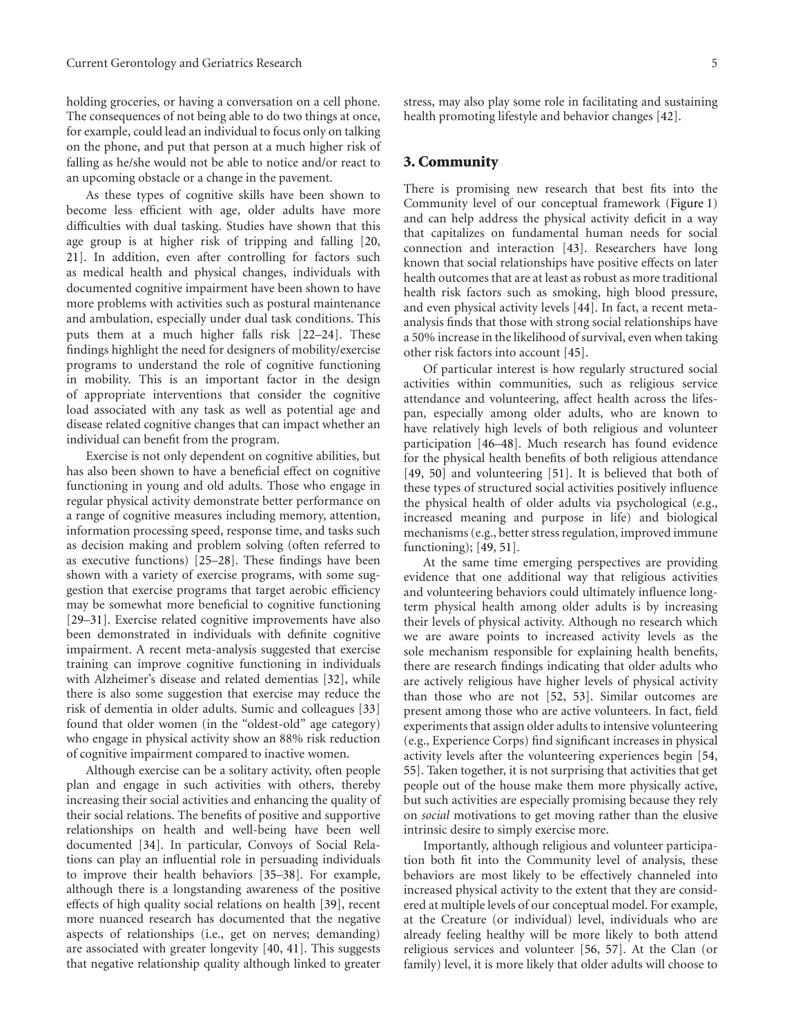holding groceries, or having a conversation on a cell phone. The consequences of not being able to do two things at once, for example, could lead an individual to focus only on talking on the phone, and put that person at a much higher risk of falling as he/she would not be able to notice and/or react to an upcoming obstacle or a change in the pavement.

As these types of cognitive skills have been shown to become less efficient with age, older adults have more difficulties with dual tasking. Studies have shown that this age group is at higher risk of tripping and falling [20, 21]. In addition, even after controlling for factors such as medical health and physical changes, individuals with documented cognitive impairment have been shown to have more problems with activities such as postural maintenance and ambulation, especially under dual task conditions. This puts them at a much higher falls risk [22–24]. These findings highlight the need for designers of mobility/exercise programs to understand the role of cognitive functioning in mobility. This is an important factor in the design of appropriate interventions that consider the cognitive load associated with any task as well as potential age and disease related cognitive changes that can impact whether an individual can benefit from the program.

Exercise is not only dependent on cognitive abilities, but has also been shown to have a beneficial effect on cognitive functioning in young and old adults. Those who engage in regular physical activity demonstrate better performance on a range of cognitive measures including memory, attention, information processing speed, response time, and tasks such as decision making and problem solving (often referred to as executive functions) [25–28]. These findings have been shown with a variety of exercise programs, with some suggestion that exercise programs that target aerobic efficiency may be somewhat more beneficial to cognitive functioning [29–31]. Exercise related cognitive improvements have also been demonstrated in individuals with definite cognitive impairment. A recent meta-analysis suggested that exercise training can improve cognitive functioning in individuals with Alzheimer's disease and related dementias [32], while there is also some suggestion that exercise may reduce the risk of dementia in older adults. Sumic and colleagues [33] found that older women (in the "oldest-old" age category) who engage in physical activity show an 88% risk reduction of cognitive impairment compared to inactive women.

Although exercise can be a solitary activity, often people plan and engage in such activities with others, thereby increasing their social activities and enhancing the quality of their social relations. The benefits of positive and supportive relationships on health and well-being have been well documented [34]. In particular, Convoys of Social Relations can play an influential role in persuading individuals to improve their health behaviors [35–38]. For example, although there is a longstanding awareness of the positive effects of high quality social relations on health [39], recent more nuanced research has documented that the negative aspects of relationships (i.e., get on nerves; demanding) are associated with greater longevity [40, 41]. This suggests that negative relationship quality although linked to greater stress, may also play some role in facilitating and sustaining health promoting lifestyle and behavior changes [42].

## 3. Community

There is promising new research that best fits into the Community level of our conceptual framework (Figure 1) and can help address the physical activity deficit in a way that capitalizes on fundamental human needs for social connection and interaction [43]. Researchers have long known that social relationships have positive effects on later health outcomes that are at least as robust as more traditional health risk factors such as smoking, high blood pressure, and even physical activity levels [44]. In fact, a recent meta-analysis finds that those with strong social relationships have a 50% increase in the likelihood of survival, even when taking other risk factors into account [45].

Of particular interest is how regularly structured social activities within communities, such as religious service attendance and volunteering, affect health across the lifespan, especially among older adults, who are known to have relatively high levels of both religious and volunteer participation [46–48]. Much research has found evidence for the physical health benefits of both religious attendance [49, 50] and volunteering [51]. It is believed that both of these types of structured social activities positively influence the physical health of older adults via psychological (e.g., increased meaning and purpose in life) and biological mechanisms (e.g., better stress regulation, improved immune functioning); [49, 51].

At the same time emerging perspectives are providing evidence that one additional way that religious activities and volunteering behaviors could ultimately influence long-term physical health among older adults is by increasing their levels of physical activity. Although no research which we are aware points to increased activity levels as the sole mechanism responsible for explaining health benefits, there are research findings indicating that older adults who are actively religious have higher levels of physical activity than those who are not [52, 53]. Similar outcomes are present among those who are active volunteers. In fact, field experiments that assign older adults to intensive volunteering (e.g., Experience Corps) find significant increases in physical activity levels after the volunteering experiences begin [54, 55]. Taken together, it is not surprising that activities that get people out of the house make them more physically active, but such activities are especially promising because they rely on *social* motivations to get moving rather than the elusive intrinsic desire to simply exercise more.

Importantly, although religious and volunteer participation both fit into the Community level of analysis, these behaviors are most likely to be effectively channeled into increased physical activity to the extent that they are considered at multiple levels of our conceptual model. For example, at the Creature (or individual) level, individuals who are already feeling healthy will be more likely to both attend religious services and volunteer [56, 57]. At the Clan (or family) level, it is more likely that older adults will choose to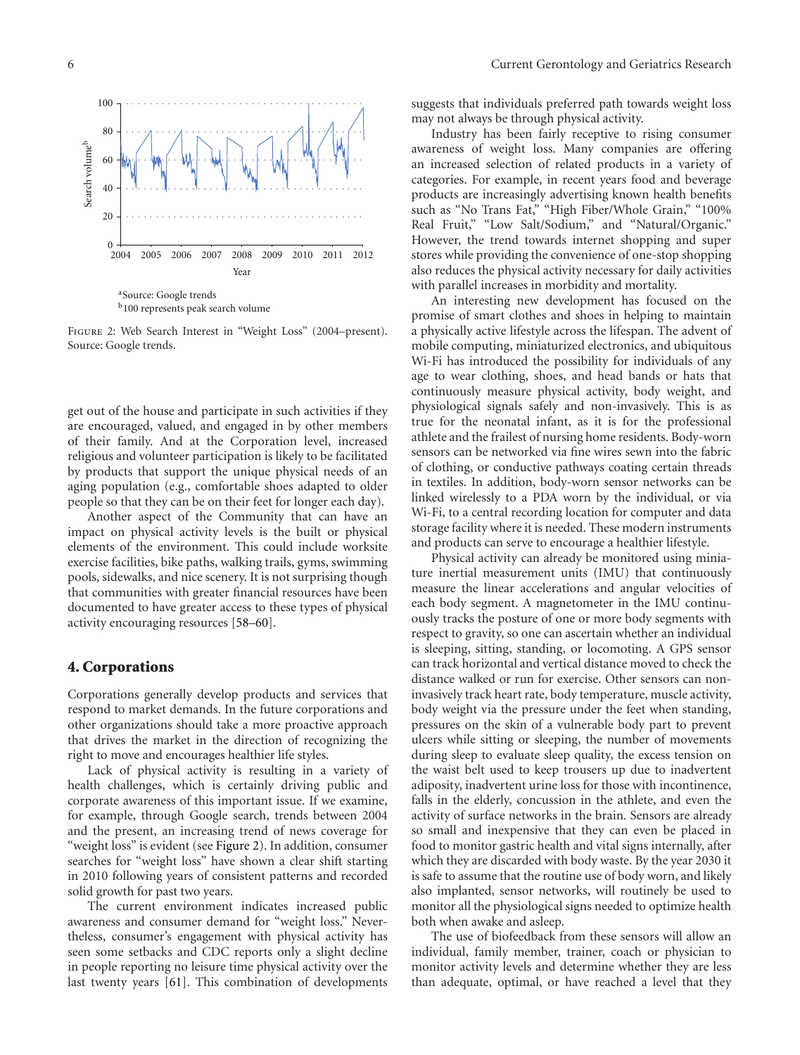100
80
60
40
20
0
Search volume[b]
2004 2005 2006 2007 2008 2009 2010 2011 2012
Year

[a]Source: Google trends
[b]100 represents peak search volume

Figure 2: Web Search Interest in "Weight Loss" (2004–present). Source: Google trends.

get out of the house and participate in such activities if they are encouraged, valued, and engaged in by other members of their family. And at the Corporation level, increased religious and volunteer participation is likely to be facilitated by products that support the unique physical needs of an aging population (e.g., comfortable shoes adapted to older people so that they can be on their feet for longer each day).

Another aspect of the Community that can have an impact on physical activity levels is the built or physical elements of the environment. This could include worksite exercise facilities, bike paths, walking trails, gyms, swimming pools, sidewalks, and nice scenery. It is not surprising though that communities with greater financial resources have been documented to have greater access to these types of physical activity encouraging resources [58–60].

## 4. Corporations

Corporations generally develop products and services that respond to market demands. In the future corporations and other organizations should take a more proactive approach that drives the market in the direction of recognizing the right to move and encourages healthier life styles.

Lack of physical activity is resulting in a variety of health challenges, which is certainly driving public and corporate awareness of this important issue. If we examine, for example, through Google search, trends between 2004 and the present, an increasing trend of news coverage for "weight loss" is evident (see Figure 2). In addition, consumer searches for "weight loss" have shown a clear shift starting in 2010 following years of consistent patterns and recorded solid growth for past two years.

The current environment indicates increased public awareness and consumer demand for "weight loss." Nevertheless, consumer's engagement with physical activity has seen some setbacks and CDC reports only a slight decline in people reporting no leisure time physical activity over the last twenty years [61]. This combination of developments suggests that individuals preferred path towards weight loss may not always be through physical activity.

Industry has been fairly receptive to rising consumer awareness of weight loss. Many companies are offering an increased selection of related products in a variety of categories. For example, in recent years food and beverage products are increasingly advertising known health benefits such as "No Trans Fat," "High Fiber/Whole Grain," "100% Real Fruit," "Low Salt/Sodium," and "Natural/Organic." However, the trend towards internet shopping and super stores while providing the convenience of one-stop shopping also reduces the physical activity necessary for daily activities with parallel increases in morbidity and mortality.

An interesting new development has focused on the promise of smart clothes and shoes in helping to maintain a physically active lifestyle across the lifespan. The advent of mobile computing, miniaturized electronics, and ubiquitous Wi-Fi has introduced the possibility for individuals of any age to wear clothing, shoes, and head bands or hats that continuously measure physical activity, body weight, and physiological signals safely and non-invasively. This is as true for the neonatal infant, as it is for the professional athlete and the frailest of nursing home residents. Body-worn sensors can be networked via fine wires sewn into the fabric of clothing, or conductive pathways coating certain threads in textiles. In addition, body-worn sensor networks can be linked wirelessly to a PDA worn by the individual, or via Wi-Fi, to a central recording location for computer and data storage facility where it is needed. These modern instruments and products can serve to encourage a healthier lifestyle.

Physical activity can already be monitored using miniature inertial measurement units (IMU) that continuously measure the linear accelerations and angular velocities of each body segment. A magnetometer in the IMU continuously tracks the posture of one or more body segments with respect to gravity, so one can ascertain whether an individual is sleeping, sitting, standing, or locomoting. A GPS sensor can track horizontal and vertical distance moved to check the distance walked or run for exercise. Other sensors can non-invasively track heart rate, body temperature, muscle activity, body weight via the pressure under the feet when standing, pressures on the skin of a vulnerable body part to prevent ulcers while sitting or sleeping, the number of movements during sleep to evaluate sleep quality, the excess tension on the waist belt used to keep trousers up due to inadvertent adiposity, inadvertent urine loss for those with incontinence, falls in the elderly, concussion in the athlete, and even the activity of surface networks in the brain. Sensors are already so small and inexpensive that they can even be placed in food to monitor gastric health and vital signs internally, after which they are discarded with body waste. By the year 2030 it is safe to assume that the routine use of body worn, and likely also implanted, sensor networks, will routinely be used to monitor all the physiological signs needed to optimize health both when awake and asleep.

The use of biofeedback from these sensors will allow an individual, family member, trainer, coach or physician to monitor activity levels and determine whether they are less than adequate, optimal, or have reached a level that they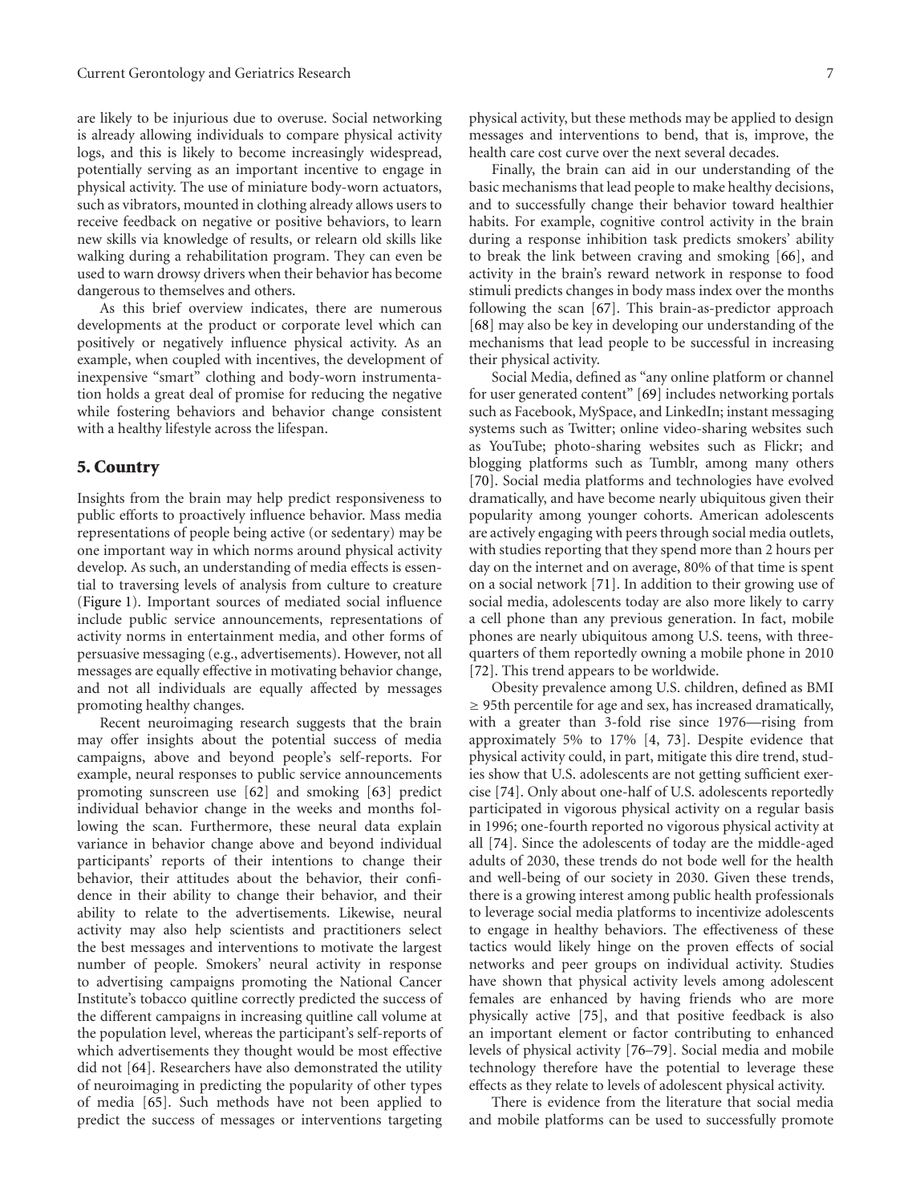are likely to be injurious due to overuse. Social networking is already allowing individuals to compare physical activity logs, and this is likely to become increasingly widespread, potentially serving as an important incentive to engage in physical activity. The use of miniature body-worn actuators, such as vibrators, mounted in clothing already allows users to receive feedback on negative or positive behaviors, to learn new skills via knowledge of results, or relearn old skills like walking during a rehabilitation program. They can even be used to warn drowsy drivers when their behavior has become dangerous to themselves and others.

As this brief overview indicates, there are numerous developments at the product or corporate level which can positively or negatively influence physical activity. As an example, when coupled with incentives, the development of inexpensive "smart" clothing and body-worn instrumentation holds a great deal of promise for reducing the negative while fostering behaviors and behavior change consistent with a healthy lifestyle across the lifespan.

## 5. Country

Insights from the brain may help predict responsiveness to public efforts to proactively influence behavior. Mass media representations of people being active (or sedentary) may be one important way in which norms around physical activity develop. As such, an understanding of media effects is essential to traversing levels of analysis from culture to creature (Figure 1). Important sources of mediated social influence include public service announcements, representations of activity norms in entertainment media, and other forms of persuasive messaging (e.g., advertisements). However, not all messages are equally effective in motivating behavior change, and not all individuals are equally affected by messages promoting healthy changes.

Recent neuroimaging research suggests that the brain may offer insights about the potential success of media campaigns, above and beyond people's self-reports. For example, neural responses to public service announcements promoting sunscreen use [62] and smoking [63] predict individual behavior change in the weeks and months following the scan. Furthermore, these neural data explain variance in behavior change above and beyond individual participants' reports of their intentions to change their behavior, their attitudes about the behavior, their confidence in their ability to change their behavior, and their ability to relate to the advertisements. Likewise, neural activity may also help scientists and practitioners select the best messages and interventions to motivate the largest number of people. Smokers' neural activity in response to advertising campaigns promoting the National Cancer Institute's tobacco quitline correctly predicted the success of the different campaigns in increasing quitline call volume at the population level, whereas the participant's self-reports of which advertisements they thought would be most effective did not [64]. Researchers have also demonstrated the utility of neuroimaging in predicting the popularity of other types of media [65]. Such methods have not been applied to predict the success of messages or interventions targeting physical activity, but these methods may be applied to design messages and interventions to bend, that is, improve, the health care cost curve over the next several decades.

Finally, the brain can aid in our understanding of the basic mechanisms that lead people to make healthy decisions, and to successfully change their behavior toward healthier habits. For example, cognitive control activity in the brain during a response inhibition task predicts smokers' ability to break the link between craving and smoking [66], and activity in the brain's reward network in response to food stimuli predicts changes in body mass index over the months following the scan [67]. This brain-as-predictor approach [68] may also be key in developing our understanding of the mechanisms that lead people to be successful in increasing their physical activity.

Social Media, defined as "any online platform or channel for user generated content" [69] includes networking portals such as Facebook, MySpace, and LinkedIn; instant messaging systems such as Twitter; online video-sharing websites such as YouTube; photo-sharing websites such as Flickr; and blogging platforms such as Tumblr, among many others [70]. Social media platforms and technologies have evolved dramatically, and have become nearly ubiquitous given their popularity among younger cohorts. American adolescents are actively engaging with peers through social media outlets, with studies reporting that they spend more than 2 hours per day on the internet and on average, 80% of that time is spent on a social network [71]. In addition to their growing use of social media, adolescents today are also more likely to carry a cell phone than any previous generation. In fact, mobile phones are nearly ubiquitous among U.S. teens, with three-quarters of them reportedly owning a mobile phone in 2010 [72]. This trend appears to be worldwide.

Obesity prevalence among U.S. children, defined as BMI $\geq$ 95th percentile for age and sex, has increased dramatically, with a greater than 3-fold rise since 1976—rising from approximately 5% to 17% [4, 73]. Despite evidence that physical activity could, in part, mitigate this dire trend, studies show that U.S. adolescents are not getting sufficient exercise [74]. Only about one-half of U.S. adolescents reportedly participated in vigorous physical activity on a regular basis in 1996; one-fourth reported no vigorous physical activity at all [74]. Since the adolescents of today are the middle-aged adults of 2030, these trends do not bode well for the health and well-being of our society in 2030. Given these trends, there is a growing interest among public health professionals to leverage social media platforms to incentivize adolescents to engage in healthy behaviors. The effectiveness of these tactics would likely hinge on the proven effects of social networks and peer groups on individual activity. Studies have shown that physical activity levels among adolescent females are enhanced by having friends who are more physically active [75], and that positive feedback is also an important element or factor contributing to enhanced levels of physical activity [76–79]. Social media and mobile technology therefore have the potential to leverage these effects as they relate to levels of adolescent physical activity.

There is evidence from the literature that social media and mobile platforms can be used to successfully promote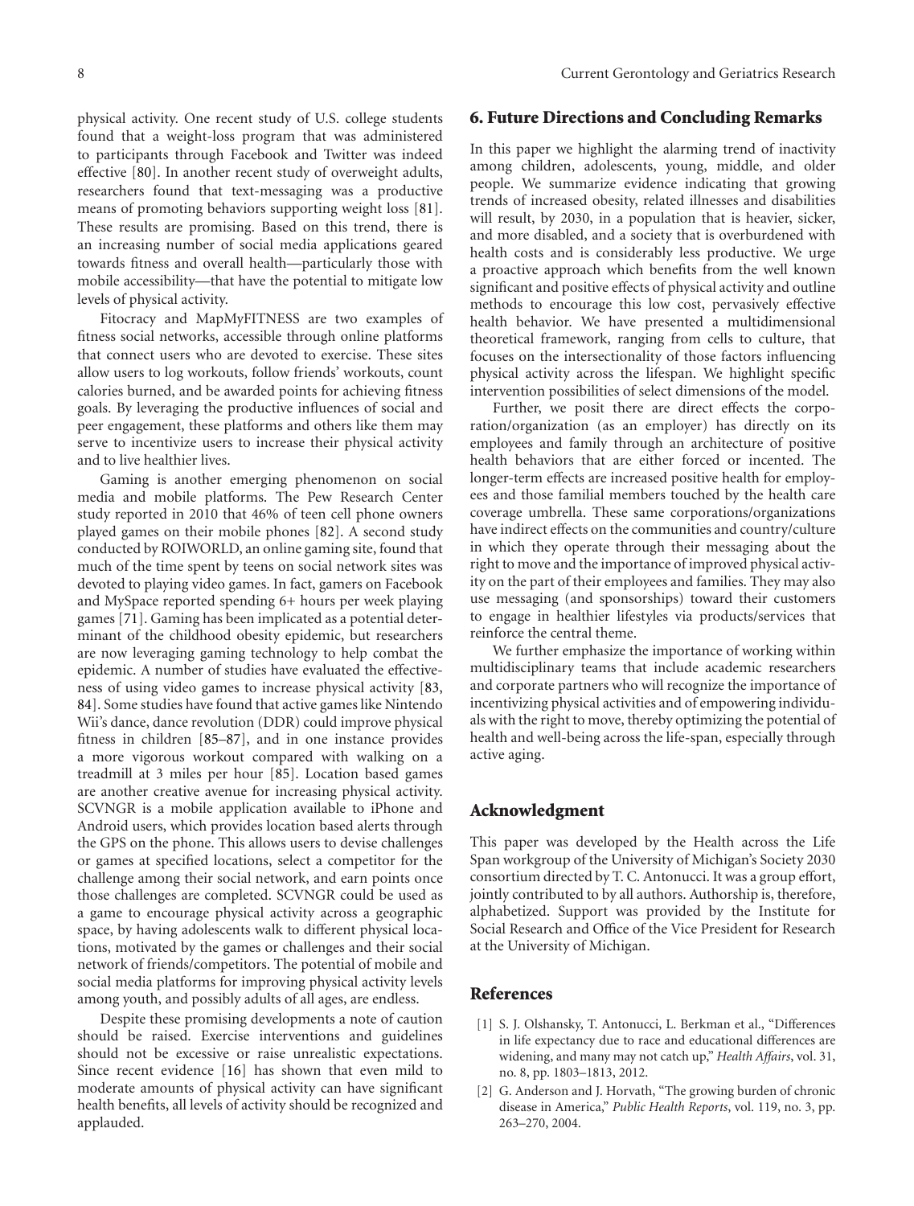physical activity. One recent study of U.S. college students found that a weight-loss program that was administered to participants through Facebook and Twitter was indeed effective [80]. In another recent study of overweight adults, researchers found that text-messaging was a productive means of promoting behaviors supporting weight loss [81]. These results are promising. Based on this trend, there is an increasing number of social media applications geared towards fitness and overall health—particularly those with mobile accessibility—that have the potential to mitigate low levels of physical activity.

Fitocracy and MapMyFITNESS are two examples of fitness social networks, accessible through online platforms that connect users who are devoted to exercise. These sites allow users to log workouts, follow friends' workouts, count calories burned, and be awarded points for achieving fitness goals. By leveraging the productive influences of social and peer engagement, these platforms and others like them may serve to incentivize users to increase their physical activity and to live healthier lives.

Gaming is another emerging phenomenon on social media and mobile platforms. The Pew Research Center study reported in 2010 that 46% of teen cell phone owners played games on their mobile phones [82]. A second study conducted by ROIWORLD, an online gaming site, found that much of the time spent by teens on social network sites was devoted to playing video games. In fact, gamers on Facebook and MySpace reported spending 6+ hours per week playing games [71]. Gaming has been implicated as a potential determinant of the childhood obesity epidemic, but researchers are now leveraging gaming technology to help combat the epidemic. A number of studies have evaluated the effectiveness of using video games to increase physical activity [83, 84]. Some studies have found that active games like Nintendo Wii's dance, dance revolution (DDR) could improve physical fitness in children [85–87], and in one instance provides a more vigorous workout compared with walking on a treadmill at 3 miles per hour [85]. Location based games are another creative avenue for increasing physical activity. SCVNGR is a mobile application available to iPhone and Android users, which provides location based alerts through the GPS on the phone. This allows users to devise challenges or games at specified locations, select a competitor for the challenge among their social network, and earn points once those challenges are completed. SCVNGR could be used as a game to encourage physical activity across a geographic space, by having adolescents walk to different physical locations, motivated by the games or challenges and their social network of friends/competitors. The potential of mobile and social media platforms for improving physical activity levels among youth, and possibly adults of all ages, are endless.

Despite these promising developments a note of caution should be raised. Exercise interventions and guidelines should not be excessive or raise unrealistic expectations. Since recent evidence [16] has shown that even mild to moderate amounts of physical activity can have significant health benefits, all levels of activity should be recognized and applauded.

## 6. Future Directions and Concluding Remarks

In this paper we highlight the alarming trend of inactivity among children, adolescents, young, middle, and older people. We summarize evidence indicating that growing trends of increased obesity, related illnesses and disabilities will result, by 2030, in a population that is heavier, sicker, and more disabled, and a society that is overburdened with health costs and is considerably less productive. We urge a proactive approach which benefits from the well known significant and positive effects of physical activity and outline methods to encourage this low cost, pervasively effective health behavior. We have presented a multidimensional theoretical framework, ranging from cells to culture, that focuses on the intersectionality of those factors influencing physical activity across the lifespan. We highlight specific intervention possibilities of select dimensions of the model.

Further, we posit there are direct effects the corporation/organization (as an employer) has directly on its employees and family through an architecture of positive health behaviors that are either forced or incented. The longer-term effects are increased positive health for employees and those familial members touched by the health care coverage umbrella. These same corporations/organizations have indirect effects on the communities and country/culture in which they operate through their messaging about the right to move and the importance of improved physical activity on the part of their employees and families. They may also use messaging (and sponsorships) toward their customers to engage in healthier lifestyles via products/services that reinforce the central theme.

We further emphasize the importance of working within multidisciplinary teams that include academic researchers and corporate partners who will recognize the importance of incentivizing physical activities and of empowering individuals with the right to move, thereby optimizing the potential of health and well-being across the life-span, especially through active aging.

## Acknowledgment

This paper was developed by the Health across the Life Span workgroup of the University of Michigan's Society 2030 consortium directed by T. C. Antonucci. It was a group effort, jointly contributed to by all authors. Authorship is, therefore, alphabetized. Support was provided by the Institute for Social Research and Office of the Vice President for Research at the University of Michigan.

## References

[1] S. J. Olshansky, T. Antonucci, L. Berkman et al., "Differences in life expectancy due to race and educational differences are widening, and many may not catch up," *Health Affairs*, vol. 31, no. 8, pp. 1803–1813, 2012.

[2] G. Anderson and J. Horvath, "The growing burden of chronic disease in America," *Public Health Reports*, vol. 119, no. 3, pp. 263–270, 2004.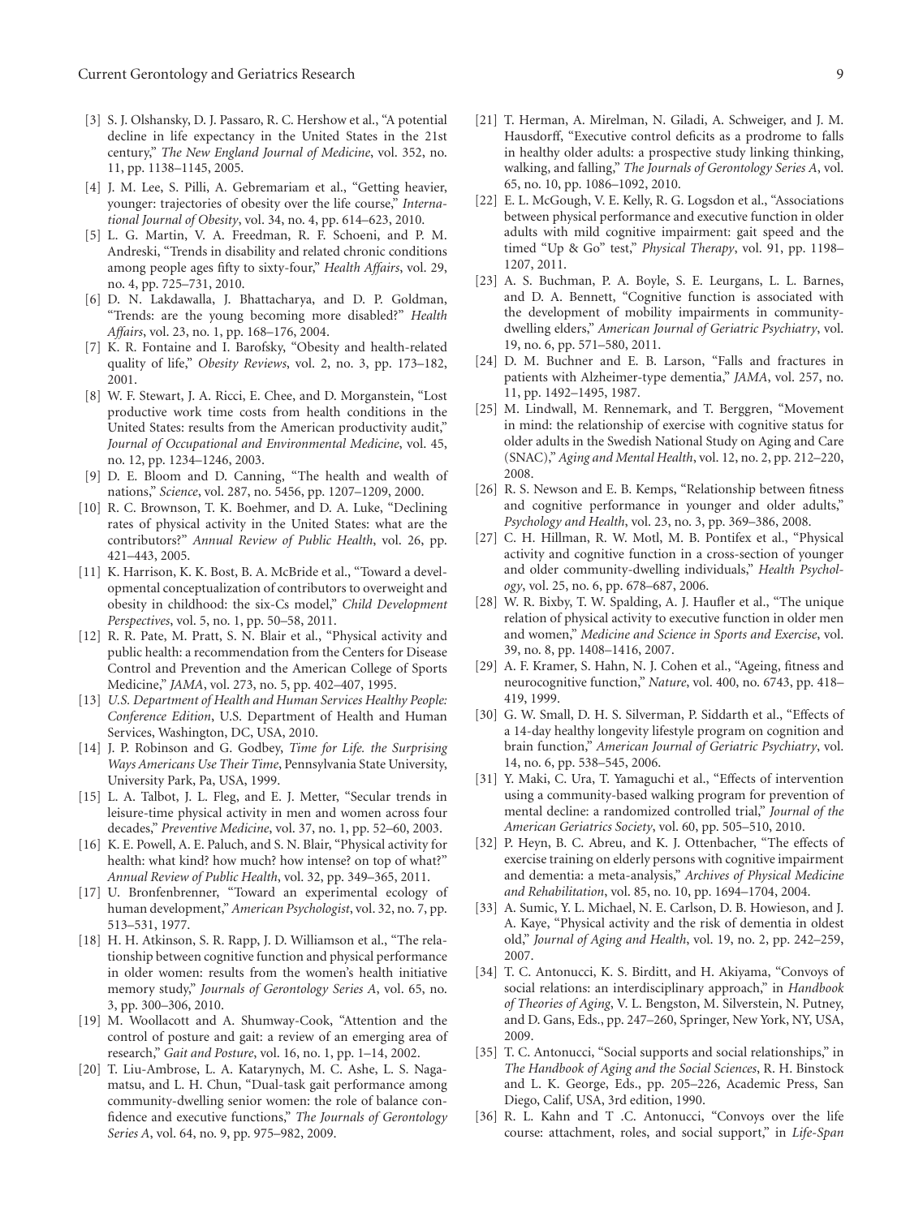[3] S. J. Olshansky, D. J. Passaro, R. C. Hershow et al., "A potential decline in life expectancy in the United States in the 21st century," *The New England Journal of Medicine*, vol. 352, no. 11, pp. 1138–1145, 2005.

[4] J. M. Lee, S. Pilli, A. Gebremariam et al., "Getting heavier, younger: trajectories of obesity over the life course," *International Journal of Obesity*, vol. 34, no. 4, pp. 614–623, 2010.

[5] L. G. Martin, V. A. Freedman, R. F. Schoeni, and P. M. Andreski, "Trends in disability and related chronic conditions among people ages fifty to sixty-four," *Health Affairs*, vol. 29, no. 4, pp. 725–731, 2010.

[6] D. N. Lakdawalla, J. Bhattacharya, and D. P. Goldman, "Trends: are the young becoming more disabled?" *Health Affairs*, vol. 23, no. 1, pp. 168–176, 2004.

[7] K. R. Fontaine and I. Barofsky, "Obesity and health-related quality of life," *Obesity Reviews*, vol. 2, no. 3, pp. 173–182, 2001.

[8] W. F. Stewart, J. A. Ricci, E. Chee, and D. Morganstein, "Lost productive work time costs from health conditions in the United States: results from the American productivity audit," *Journal of Occupational and Environmental Medicine*, vol. 45, no. 12, pp. 1234–1246, 2003.

[9] D. E. Bloom and D. Canning, "The health and wealth of nations," *Science*, vol. 287, no. 5456, pp. 1207–1209, 2000.

[10] R. C. Brownson, T. K. Boehmer, and D. A. Luke, "Declining rates of physical activity in the United States: what are the contributors?" *Annual Review of Public Health*, vol. 26, pp. 421–443, 2005.

[11] K. Harrison, K. K. Bost, B. A. McBride et al., "Toward a developmental conceptualization of contributors to overweight and obesity in childhood: the six-Cs model," *Child Development Perspectives*, vol. 5, no. 1, pp. 50–58, 2011.

[12] R. R. Pate, M. Pratt, S. N. Blair et al., "Physical activity and public health: a recommendation from the Centers for Disease Control and Prevention and the American College of Sports Medicine," *JAMA*, vol. 273, no. 5, pp. 402–407, 1995.

[13] *U.S. Department of Health and Human Services Healthy People: Conference Edition*, U.S. Department of Health and Human Services, Washington, DC, USA, 2010.

[14] J. P. Robinson and G. Godbey, *Time for Life. the Surprising Ways Americans Use Their Time*, Pennsylvania State University, University Park, Pa, USA, 1999.

[15] L. A. Talbot, J. L. Fleg, and E. J. Metter, "Secular trends in leisure-time physical activity in men and women across four decades," *Preventive Medicine*, vol. 37, no. 1, pp. 52–60, 2003.

[16] K. E. Powell, A. E. Paluch, and S. N. Blair, "Physical activity for health: what kind? how much? how intense? on top of what?" *Annual Review of Public Health*, vol. 32, pp. 349–365, 2011.

[17] U. Bronfenbrenner, "Toward an experimental ecology of human development," *American Psychologist*, vol. 32, no. 7, pp. 513–531, 1977.

[18] H. H. Atkinson, S. R. Rapp, J. D. Williamson et al., "The relationship between cognitive function and physical performance in older women: results from the women's health initiative memory study," *Journals of Gerontology Series A*, vol. 65, no. 3, pp. 300–306, 2010.

[19] M. Woollacott and A. Shumway-Cook, "Attention and the control of posture and gait: a review of an emerging area of research," *Gait and Posture*, vol. 16, no. 1, pp. 1–14, 2002.

[20] T. Liu-Ambrose, L. A. Katarynych, M. C. Ashe, L. S. Nagamatsu, and L. H. Chun, "Dual-task gait performance among community-dwelling senior women: the role of balance confidence and executive functions," *The Journals of Gerontology Series A*, vol. 64, no. 9, pp. 975–982, 2009.

[21] T. Herman, A. Mirelman, N. Giladi, A. Schweiger, and J. M. Hausdorff, "Executive control deficits as a prodrome to falls in healthy older adults: a prospective study linking thinking, walking, and falling," *The Journals of Gerontology Series A*, vol. 65, no. 10, pp. 1086–1092, 2010.

[22] E. L. McGough, V. E. Kelly, R. G. Logsdon et al., "Associations between physical performance and executive function in older adults with mild cognitive impairment: gait speed and the timed "Up & Go" test," *Physical Therapy*, vol. 91, pp. 1198–1207, 2011.

[23] A. S. Buchman, P. A. Boyle, S. E. Leurgans, L. L. Barnes, and D. A. Bennett, "Cognitive function is associated with the development of mobility impairments in community-dwelling elders," *American Journal of Geriatric Psychiatry*, vol. 19, no. 6, pp. 571–580, 2011.

[24] D. M. Buchner and E. B. Larson, "Falls and fractures in patients with Alzheimer-type dementia," *JAMA*, vol. 257, no. 11, pp. 1492–1495, 1987.

[25] M. Lindwall, M. Rennemark, and T. Berggren, "Movement in mind: the relationship of exercise with cognitive status for older adults in the Swedish National Study on Aging and Care (SNAC)," *Aging and Mental Health*, vol. 12, no. 2, pp. 212–220, 2008.

[26] R. S. Newson and E. B. Kemps, "Relationship between fitness and cognitive performance in younger and older adults," *Psychology and Health*, vol. 23, no. 3, pp. 369–386, 2008.

[27] C. H. Hillman, R. W. Motl, M. B. Pontifex et al., "Physical activity and cognitive function in a cross-section of younger and older community-dwelling individuals," *Health Psychology*, vol. 25, no. 6, pp. 678–687, 2006.

[28] W. R. Bixby, T. W. Spalding, A. J. Haufler et al., "The unique relation of physical activity to executive function in older men and women," *Medicine and Science in Sports and Exercise*, vol. 39, no. 8, pp. 1408–1416, 2007.

[29] A. F. Kramer, S. Hahn, N. J. Cohen et al., "Ageing, fitness and neurocognitive function," *Nature*, vol. 400, no. 6743, pp. 418–419, 1999.

[30] G. W. Small, D. H. S. Silverman, P. Siddarth et al., "Effects of a 14-day healthy longevity lifestyle program on cognition and brain function," *American Journal of Geriatric Psychiatry*, vol. 14, no. 6, pp. 538–545, 2006.

[31] Y. Maki, C. Ura, T. Yamaguchi et al., "Effects of intervention using a community-based walking program for prevention of mental decline: a randomized controlled trial," *Journal of the American Geriatrics Society*, vol. 60, pp. 505–510, 2010.

[32] P. Heyn, B. C. Abreu, and K. J. Ottenbacher, "The effects of exercise training on elderly persons with cognitive impairment and dementia: a meta-analysis," *Archives of Physical Medicine and Rehabilitation*, vol. 85, no. 10, pp. 1694–1704, 2004.

[33] A. Sumic, Y. L. Michael, N. E. Carlson, D. B. Howieson, and J. A. Kaye, "Physical activity and the risk of dementia in oldest old," *Journal of Aging and Health*, vol. 19, no. 2, pp. 242–259, 2007.

[34] T. C. Antonucci, K. S. Birditt, and H. Akiyama, "Convoys of social relations: an interdisciplinary approach," in *Handbook of Theories of Aging*, V. L. Bengston, M. Silverstein, N. Putney, and D. Gans, Eds., pp. 247–260, Springer, New York, NY, USA, 2009.

[35] T. C. Antonucci, "Social supports and social relationships," in *The Handbook of Aging and the Social Sciences*, R. H. Binstock and L. K. George, Eds., pp. 205–226, Academic Press, San Diego, Calif, USA, 3rd edition, 1990.

[36] R. L. Kahn and T .C. Antonucci, "Convoys over the life course: attachment, roles, and social support," in *Life-Span*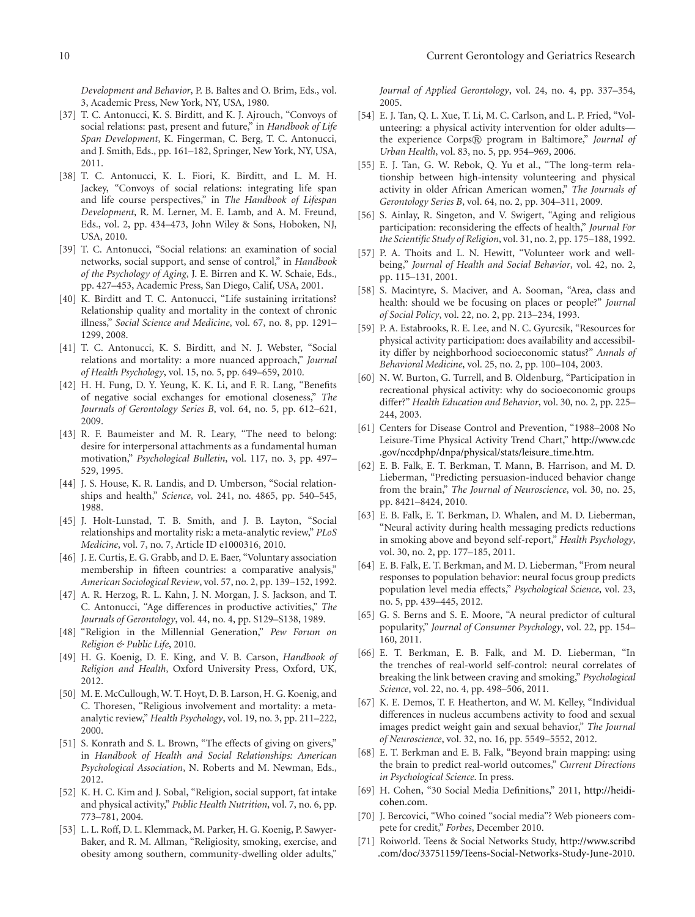*Development and Behavior*, P. B. Baltes and O. Brim, Eds., vol. 3, Academic Press, New York, NY, USA, 1980.

[37] T. C. Antonucci, K. S. Birditt, and K. J. Ajrouch, "Convoys of social relations: past, present and future," in *Handbook of Life Span Development*, K. Fingerman, C. Berg, T. C. Antonucci, and J. Smith, Eds., pp. 161–182, Springer, New York, NY, USA, 2011.

[38] T. C. Antonucci, K. L. Fiori, K. Birditt, and L. M. H. Jackey, "Convoys of social relations: integrating life span and life course perspectives," in *The Handbook of Lifespan Development*, R. M. Lerner, M. E. Lamb, and A. M. Freund, Eds., vol. 2, pp. 434–473, John Wiley & Sons, Hoboken, NJ, USA, 2010.

[39] T. C. Antonucci, "Social relations: an examination of social networks, social support, and sense of control," in *Handbook of the Psychology of Aging*, J. E. Birren and K. W. Schaie, Eds., pp. 427–453, Academic Press, San Diego, Calif, USA, 2001.

[40] K. Birditt and T. C. Antonucci, "Life sustaining irritations? Relationship quality and mortality in the context of chronic illness," *Social Science and Medicine*, vol. 67, no. 8, pp. 1291–1299, 2008.

[41] T. C. Antonucci, K. S. Birditt, and N. J. Webster, "Social relations and mortality: a more nuanced approach," *Journal of Health Psychology*, vol. 15, no. 5, pp. 649–659, 2010.

[42] H. H. Fung, D. Y. Yeung, K. K. Li, and F. R. Lang, "Benefits of negative social exchanges for emotional closeness," *The Journals of Gerontology Series B*, vol. 64, no. 5, pp. 612–621, 2009.

[43] R. F. Baumeister and M. R. Leary, "The need to belong: desire for interpersonal attachments as a fundamental human motivation," *Psychological Bulletin*, vol. 117, no. 3, pp. 497–529, 1995.

[44] J. S. House, K. R. Landis, and D. Umberson, "Social relationships and health," *Science*, vol. 241, no. 4865, pp. 540–545, 1988.

[45] J. Holt-Lunstad, T. B. Smith, and J. B. Layton, "Social relationships and mortality risk: a meta-analytic review," *PLoS Medicine*, vol. 7, no. 7, Article ID e1000316, 2010.

[46] J. E. Curtis, E. G. Grabb, and D. E. Baer, "Voluntary association membership in fifteen countries: a comparative analysis," *American Sociological Review*, vol. 57, no. 2, pp. 139–152, 1992.

[47] A. R. Herzog, R. L. Kahn, J. N. Morgan, J. S. Jackson, and T. C. Antonucci, "Age differences in productive activities," *The Journals of Gerontology*, vol. 44, no. 4, pp. S129–S138, 1989.

[48] "Religion in the Millennial Generation," *Pew Forum on Religion & Public Life*, 2010.

[49] H. G. Koenig, D. E. King, and V. B. Carson, *Handbook of Religion and Health*, Oxford University Press, Oxford, UK, 2012.

[50] M. E. McCullough, W. T. Hoyt, D. B. Larson, H. G. Koenig, and C. Thoresen, "Religious involvement and mortality: a meta-analytic review," *Health Psychology*, vol. 19, no. 3, pp. 211–222, 2000.

[51] S. Konrath and S. L. Brown, "The effects of giving on givers," in *Handbook of Health and Social Relationships: American Psychological Association*, N. Roberts and M. Newman, Eds., 2012.

[52] K. H. C. Kim and J. Sobal, "Religion, social support, fat intake and physical activity," *Public Health Nutrition*, vol. 7, no. 6, pp. 773–781, 2004.

[53] L. L. Roff, D. L. Klemmack, M. Parker, H. G. Koenig, P. Sawyer-Baker, and R. M. Allman, "Religiosity, smoking, exercise, and obesity among southern, community-dwelling older adults," *Journal of Applied Gerontology*, vol. 24, no. 4, pp. 337–354, 2005.

[54] E. J. Tan, Q. L. Xue, T. Li, M. C. Carlson, and L. P. Fried, "Volunteering: a physical activity intervention for older adults—the experience Corps® program in Baltimore," *Journal of Urban Health*, vol. 83, no. 5, pp. 954–969, 2006.

[55] E. J. Tan, G. W. Rebok, Q. Yu et al., "The long-term relationship between high-intensity volunteering and physical activity in older African American women," *The Journals of Gerontology Series B*, vol. 64, no. 2, pp. 304–311, 2009.

[56] S. Ainlay, R. Singeton, and V. Swigert, "Aging and religious participation: reconsidering the effects of health," *Journal For the Scientific Study of Religion*, vol. 31, no. 2, pp. 175–188, 1992.

[57] P. A. Thoits and L. N. Hewitt, "Volunteer work and well-being," *Journal of Health and Social Behavior*, vol. 42, no. 2, pp. 115–131, 2001.

[58] S. Macintyre, S. Maciver, and A. Sooman, "Area, class and health: should we be focusing on places or people?" *Journal of Social Policy*, vol. 22, no. 2, pp. 213–234, 1993.

[59] P. A. Estabrooks, R. E. Lee, and N. C. Gyurcsik, "Resources for physical activity participation: does availability and accessibility differ by neighborhood socioeconomic status?" *Annals of Behavioral Medicine*, vol. 25, no. 2, pp. 100–104, 2003.

[60] N. W. Burton, G. Turrell, and B. Oldenburg, "Participation in recreational physical activity: why do socioeconomic groups differ?" *Health Education and Behavior*, vol. 30, no. 2, pp. 225–244, 2003.

[61] Centers for Disease Control and Prevention, "1988–2008 No Leisure-Time Physical Activity Trend Chart," http://www.cdc.gov/nccdphp/dnpa/physical/stats/leisure_time.htm.

[62] E. B. Falk, E. T. Berkman, T. Mann, B. Harrison, and M. D. Lieberman, "Predicting persuasion-induced behavior change from the brain," *The Journal of Neuroscience*, vol. 30, no. 25, pp. 8421–8424, 2010.

[63] E. B. Falk, E. T. Berkman, D. Whalen, and M. D. Lieberman, "Neural activity during health messaging predicts reductions in smoking above and beyond self-report," *Health Psychology*, vol. 30, no. 2, pp. 177–185, 2011.

[64] E. B. Falk, E. T. Berkman, and M. D. Lieberman, "From neural responses to population behavior: neural focus group predicts population level media effects," *Psychological Science*, vol. 23, no. 5, pp. 439–445, 2012.

[65] G. S. Berns and S. E. Moore, "A neural predictor of cultural popularity," *Journal of Consumer Psychology*, vol. 22, pp. 154–160, 2011.

[66] E. T. Berkman, E. B. Falk, and M. D. Lieberman, "In the trenches of real-world self-control: neural correlates of breaking the link between craving and smoking," *Psychological Science*, vol. 22, no. 4, pp. 498–506, 2011.

[67] K. E. Demos, T. F. Heatherton, and W. M. Kelley, "Individual differences in nucleus accumbens activity to food and sexual images predict weight gain and sexual behavior," *The Journal of Neuroscience*, vol. 32, no. 16, pp. 5549–5552, 2012.

[68] E. T. Berkman and E. B. Falk, "Beyond brain mapping: using the brain to predict real-world outcomes," *Current Directions in Psychological Science*. In press.

[69] H. Cohen, "30 Social Media Definitions," 2011, http://heidicohen.com.

[70] J. Bercovici, "Who coined "social media"? Web pioneers compete for credit," *Forbes*, December 2010.

[71] Roiworld. Teens & Social Networks Study, http://www.scribd.com/doc/33751159/Teens-Social-Networks-Study-June-2010.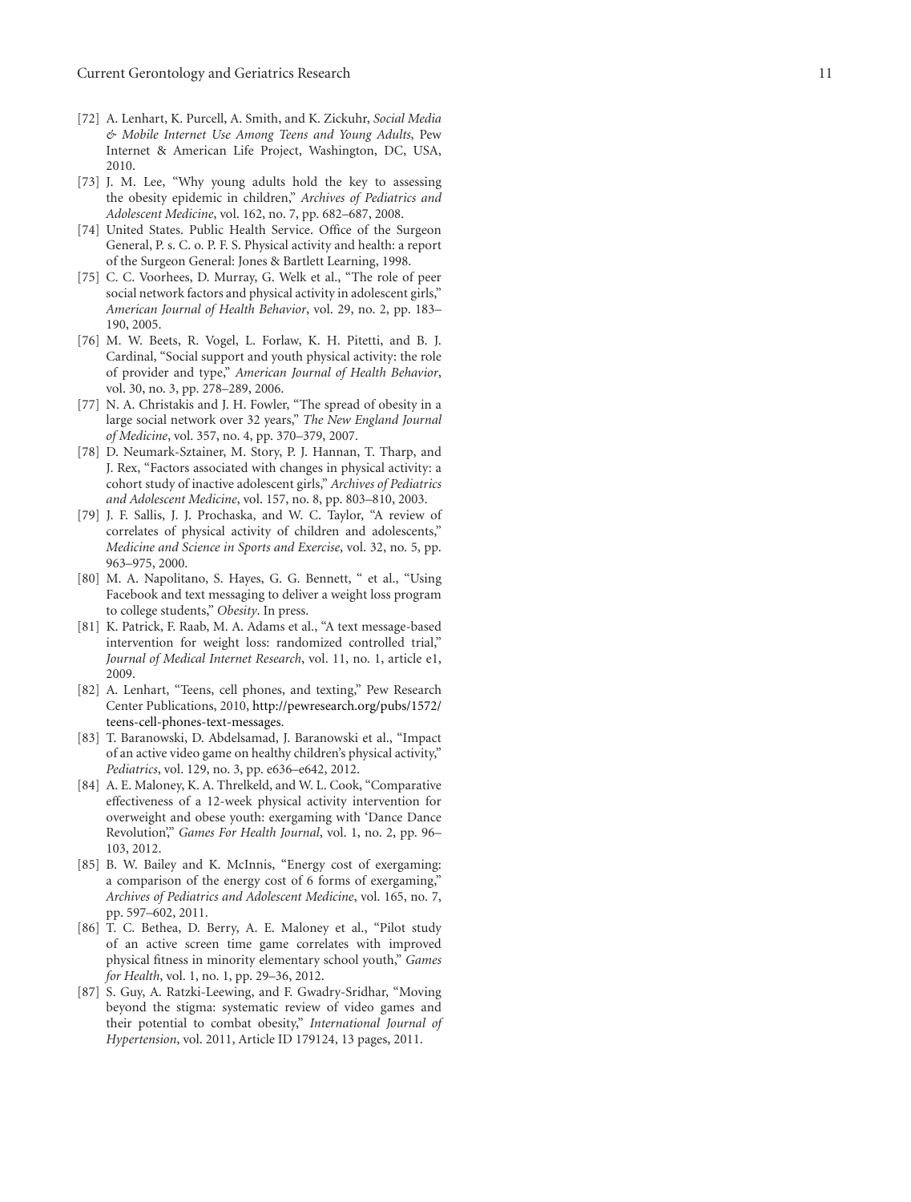[72] A. Lenhart, K. Purcell, A. Smith, and K. Zickuhr, *Social Media & Mobile Internet Use Among Teens and Young Adults*, Pew Internet & American Life Project, Washington, DC, USA, 2010.

[73] J. M. Lee, "Why young adults hold the key to assessing the obesity epidemic in children," *Archives of Pediatrics and Adolescent Medicine*, vol. 162, no. 7, pp. 682–687, 2008.

[74] United States. Public Health Service. Office of the Surgeon General, P. s. C. o. P. F. S. Physical activity and health: a report of the Surgeon General: Jones & Bartlett Learning, 1998.

[75] C. C. Voorhees, D. Murray, G. Welk et al., "The role of peer social network factors and physical activity in adolescent girls," *American Journal of Health Behavior*, vol. 29, no. 2, pp. 183–190, 2005.

[76] M. W. Beets, R. Vogel, L. Forlaw, K. H. Pitetti, and B. J. Cardinal, "Social support and youth physical activity: the role of provider and type," *American Journal of Health Behavior*, vol. 30, no. 3, pp. 278–289, 2006.

[77] N. A. Christakis and J. H. Fowler, "The spread of obesity in a large social network over 32 years," *The New England Journal of Medicine*, vol. 357, no. 4, pp. 370–379, 2007.

[78] D. Neumark-Sztainer, M. Story, P. J. Hannan, T. Tharp, and J. Rex, "Factors associated with changes in physical activity: a cohort study of inactive adolescent girls," *Archives of Pediatrics and Adolescent Medicine*, vol. 157, no. 8, pp. 803–810, 2003.

[79] J. F. Sallis, J. J. Prochaska, and W. C. Taylor, "A review of correlates of physical activity of children and adolescents," *Medicine and Science in Sports and Exercise*, vol. 32, no. 5, pp. 963–975, 2000.

[80] M. A. Napolitano, S. Hayes, G. G. Bennett, " et al., "Using Facebook and text messaging to deliver a weight loss program to college students," *Obesity*. In press.

[81] K. Patrick, F. Raab, M. A. Adams et al., "A text message-based intervention for weight loss: randomized controlled trial," *Journal of Medical Internet Research*, vol. 11, no. 1, article e1, 2009.

[82] A. Lenhart, "Teens, cell phones, and texting," Pew Research Center Publications, 2010, http://pewresearch.org/pubs/1572/teens-cell-phones-text-messages.

[83] T. Baranowski, D. Abdelsamad, J. Baranowski et al., "Impact of an active video game on healthy children's physical activity," *Pediatrics*, vol. 129, no. 3, pp. e636–e642, 2012.

[84] A. E. Maloney, K. A. Threlkeld, and W. L. Cook, "Comparative effectiveness of a 12-week physical activity intervention for overweight and obese youth: exergaming with 'Dance Dance Revolution'," *Games For Health Journal*, vol. 1, no. 2, pp. 96–103, 2012.

[85] B. W. Bailey and K. McInnis, "Energy cost of exergaming: a comparison of the energy cost of 6 forms of exergaming," *Archives of Pediatrics and Adolescent Medicine*, vol. 165, no. 7, pp. 597–602, 2011.

[86] T. C. Bethea, D. Berry, A. E. Maloney et al., "Pilot study of an active screen time game correlates with improved physical fitness in minority elementary school youth," *Games for Health*, vol. 1, no. 1, pp. 29–36, 2012.

[87] S. Guy, A. Ratzki-Leewing, and F. Gwadry-Sridhar, "Moving beyond the stigma: systematic review of video games and their potential to combat obesity," *International Journal of Hypertension*, vol. 2011, Article ID 179124, 13 pages, 2011.